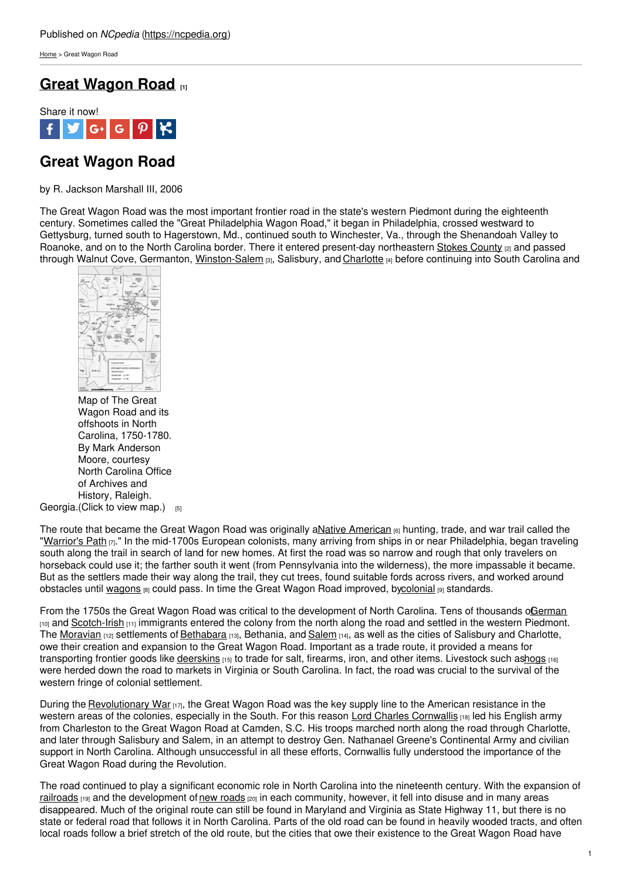Published on *NCpedia* (https://ncpedia.org)

Home > Great Wagon Road

# Great Wagon Road [1]

Share it now!

## Great Wagon Road

by R. Jackson Marshall III, 2006

The Great Wagon Road was the most important frontier road in the state's western Piedmont during the eighteenth century. Sometimes called the "Great Philadelphia Wagon Road," it began in Philadelphia, crossed westward to Gettysburg, turned south to Hagerstown, Md., continued south to Winchester, Va., through the Shenandoah Valley to Roanoke, and on to the North Carolina border. There it entered present-day northeastern Stokes County [2] and passed through Walnut Cove, Germanton, Winston-Salem [3], Salisbury, and Charlotte [4] before continuing into South Carolina and Georgia.(Click to view map.) [5]

Map of The Great Wagon Road and its offshoots in North Carolina, 1750-1780. By Mark Anderson Moore, courtesy North Carolina Office of Archives and History, Raleigh.

The route that became the Great Wagon Road was originally a Native American [6] hunting, trade, and war trail called the "Warrior's Path [7]." In the mid-1700s European colonists, many arriving from ships in or near Philadelphia, began traveling south along the trail in search of land for new homes. At first the road was so narrow and rough that only travelers on horseback could use it; the farther south it went (from Pennsylvania into the wilderness), the more impassable it became. But as the settlers made their way along the trail, they cut trees, found suitable fords across rivers, and worked around obstacles until wagons [8] could pass. In time the Great Wagon Road improved, by colonial [9] standards.

From the 1750s the Great Wagon Road was critical to the development of North Carolina. Tens of thousands of German [10] and Scotch-Irish [11] immigrants entered the colony from the north along the road and settled in the western Piedmont. The Moravian [12] settlements of Bethabara [13], Bethania, and Salem [14], as well as the cities of Salisbury and Charlotte, owe their creation and expansion to the Great Wagon Road. Important as a trade route, it provided a means for transporting frontier goods like deerskins [15] to trade for salt, firearms, iron, and other items. Livestock such as hogs [16] were herded down the road to markets in Virginia or South Carolina. In fact, the road was crucial to the survival of the western fringe of colonial settlement.

During the Revolutionary War [17], the Great Wagon Road was the key supply line to the American resistance in the western areas of the colonies, especially in the South. For this reason Lord Charles Cornwallis [18] led his English army from Charleston to the Great Wagon Road at Camden, S.C. His troops marched north along the road through Charlotte, and later through Salisbury and Salem, in an attempt to destroy Gen. Nathanael Greene's Continental Army and civilian support in North Carolina. Although unsuccessful in all these efforts, Cornwallis fully understood the importance of the Great Wagon Road during the Revolution.

The road continued to play a significant economic role in North Carolina into the nineteenth century. With the expansion of railroads [19] and the development of new roads [20] in each community, however, it fell into disuse and in many areas disappeared. Much of the original route can still be found in Maryland and Virginia as State Highway 11, but there is no state or federal road that follows it in North Carolina. Parts of the old road can be found in heavily wooded tracts, and often local roads follow a brief stretch of the old route, but the cities that owe their existence to the Great Wagon Road have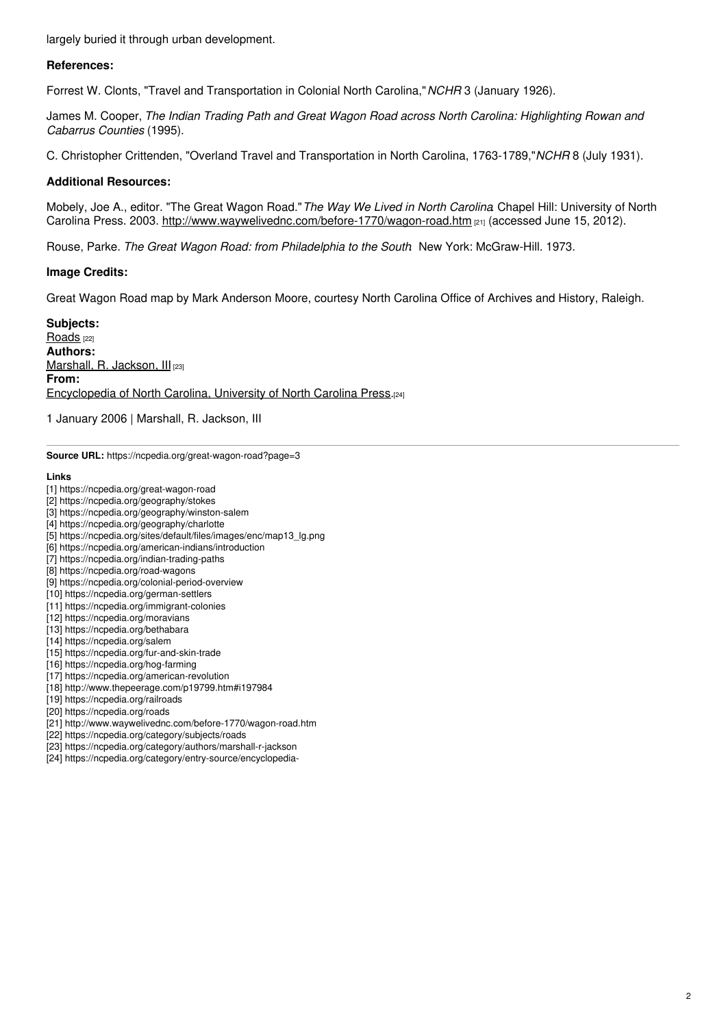largely buried it through urban development.

**References:**

Forrest W. Clonts, "Travel and Transportation in Colonial North Carolina,"*NCHR* 3 (January 1926).

James M. Cooper, *The Indian Trading Path and Great Wagon Road across North Carolina: Highlighting Rowan and Cabarrus Counties* (1995).

C. Christopher Crittenden, "Overland Travel and Transportation in North Carolina, 1763-1789,"*NCHR* 8 (July 1931).

**Additional Resources:**

Mobely, Joe A., editor. "The Great Wagon Road."*The Way We Lived in North Carolina* Chapel Hill: University of North Carolina Press. 2003. http://www.waywelivednc.com/before-1770/wagon-road.htm [21] (accessed June 15, 2012).

Rouse, Parke. *The Great Wagon Road: from Philadelphia to the South* New York: McGraw-Hill. 1973.

**Image Credits:**

Great Wagon Road map by Mark Anderson Moore, courtesy North Carolina Office of Archives and History, Raleigh.

**Subjects:**
Roads [22]
**Authors:**
Marshall, R. Jackson, III [23]
**From:**
Encyclopedia of North Carolina, University of North Carolina Press.[24]

1 January 2006 | Marshall, R. Jackson, III

**Source URL:** https://ncpedia.org/great-wagon-road?page=3

**Links**
[1] https://ncpedia.org/great-wagon-road
[2] https://ncpedia.org/geography/stokes
[3] https://ncpedia.org/geography/winston-salem
[4] https://ncpedia.org/geography/charlotte
[5] https://ncpedia.org/sites/default/files/images/enc/map13_lg.png
[6] https://ncpedia.org/american-indians/introduction
[7] https://ncpedia.org/indian-trading-paths
[8] https://ncpedia.org/road-wagons
[9] https://ncpedia.org/colonial-period-overview
[10] https://ncpedia.org/german-settlers
[11] https://ncpedia.org/immigrant-colonies
[12] https://ncpedia.org/moravians
[13] https://ncpedia.org/bethabara
[14] https://ncpedia.org/salem
[15] https://ncpedia.org/fur-and-skin-trade
[16] https://ncpedia.org/hog-farming
[17] https://ncpedia.org/american-revolution
[18] http://www.thepeerage.com/p19799.htm#i197984
[19] https://ncpedia.org/railroads
[20] https://ncpedia.org/roads
[21] http://www.waywelivednc.com/before-1770/wagon-road.htm
[22] https://ncpedia.org/category/subjects/roads
[23] https://ncpedia.org/category/authors/marshall-r-jackson
[24] https://ncpedia.org/category/entry-source/encyclopedia-